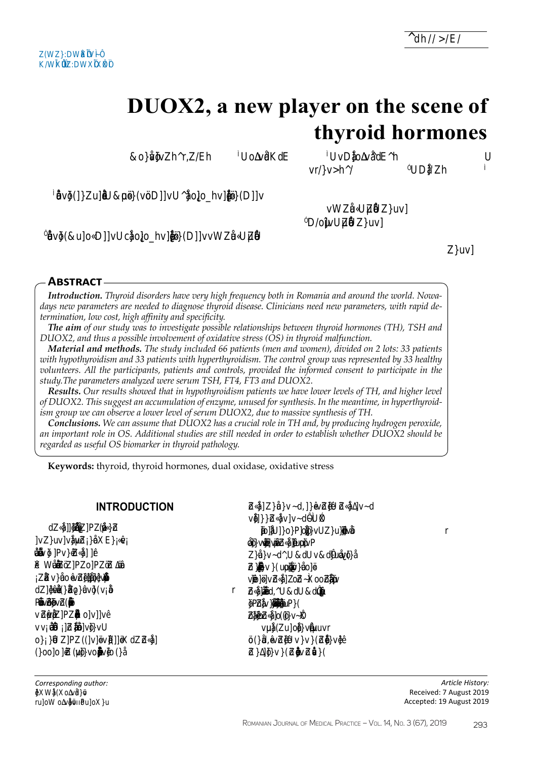# DUOX2, a new player on the scene of thyroid hormones

## Abstract

***Introduction.*** *Thyroid disorders have very high frequency both in Romania and around the world. Nowadays new parameters are needed to diagnose thyroid disease. Clinicians need new parameters, with rapid determination, low cost, high affinity and specificity.*

***The aim*** *of our study was to investigate possible relationships between thyroid hormones (TH), TSH and DUOX2, and thus a possible involvement of oxidative stress (OS) in thyroid malfunction.*

***Material and methods.*** *The study included 66 patients (men and women), divided on 2 lots: 33 patients with hypothyroidism and 33 patients with hyperthyroidism. The control group was represented by 33 healthy volunteers. All the participants, patients and controls, provided the informed consent to participate in the study.The parameters analyzed were serum TSH, FT4, FT3 and DUOX2.*

***Results.*** *Our results showed that in hypothyroidism patients we have lower levels of TH, and higher level of DUOX2. This suggest an accumulation of enzyme, unused for synthesis. In the meantime, in hyperthyroidism group we can observe a lower level of serum DUOX2, due to massive synthesis of TH.*

***Conclusions.*** *We can assume that DUOX2 has a crucial role in TH and, by producing hydrogen peroxide, an important role in OS. Additional studies are still needed in order to establish whether DUOX2 should be regarded as useful OS biomarker in thyroid pathology.*

**Keywords:** thyroid, thyroid hormones, dual oxidase, oxidative stress

## INTRODUCTION

*Corresponding author:*

*Article History:*
Received: 7 August 2019
Accepted: 19 August 2019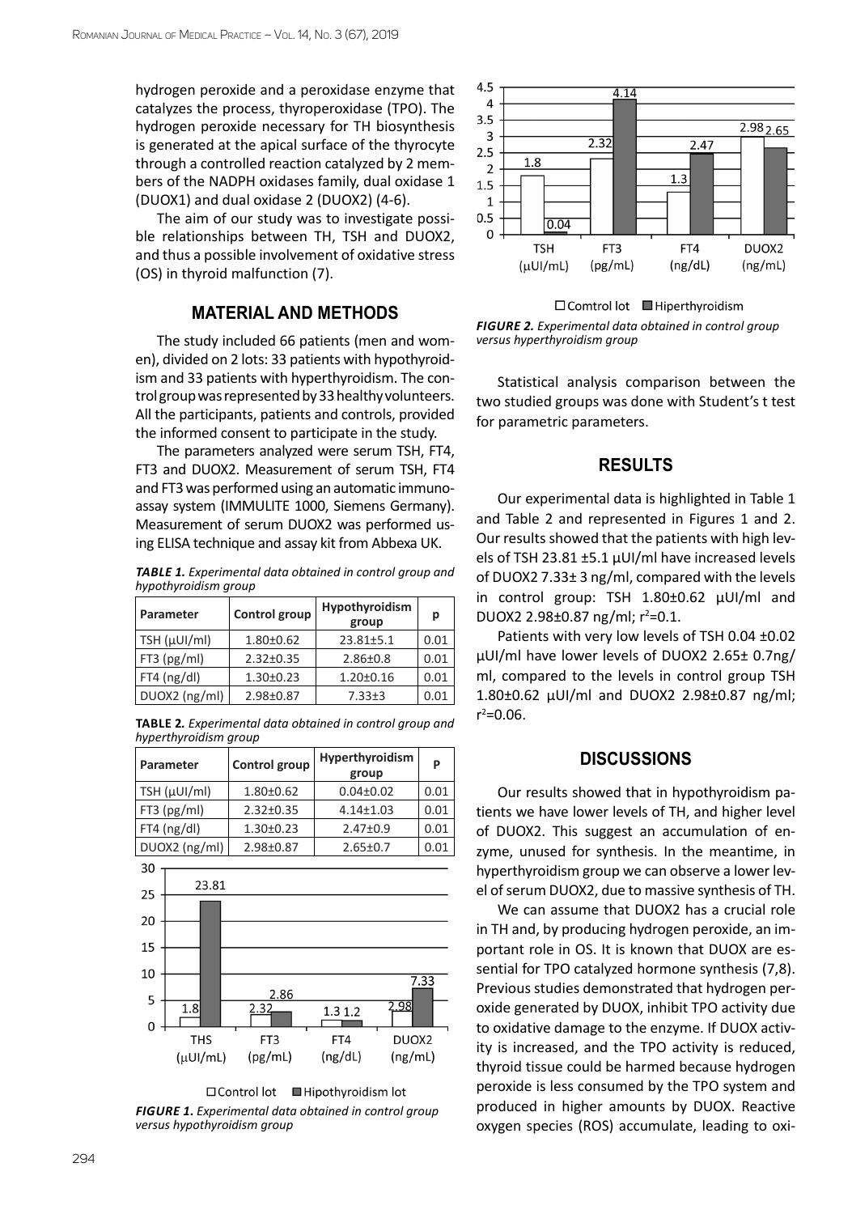hydrogen peroxide and a peroxidase enzyme that catalyzes the process, thyroperoxidase (TPO). The hydrogen peroxide necessary for TH biosynthesis is generated at the apical surface of the thyrocyte through a controlled reaction catalyzed by 2 members of the NADPH oxidases family, dual oxidase 1 (DUOX1) and dual oxidase 2 (DUOX2) (4-6).

The aim of our study was to investigate possible relationships between TH, TSH and DUOX2, and thus a possible involvement of oxidative stress (OS) in thyroid malfunction (7).

## MATERIAL AND METHODS

The study included 66 patients (men and women), divided on 2 lots: 33 patients with hypothyroidism and 33 patients with hyperthyroidism. The control group was represented by 33 healthy volunteers. All the participants, patients and controls, provided the informed consent to participate in the study.

The parameters analyzed were serum TSH, FT4, FT3 and DUOX2. Measurement of serum TSH, FT4 and FT3 was performed using an automatic immunoassay system (IMMULITE 1000, Siemens Germany). Measurement of serum DUOX2 was performed using ELISA technique and assay kit from Abbexa UK.

***TABLE 1.*** *Experimental data obtained in control group and hypothyroidism group*

| Parameter | Control group | Hypothyroidism group | p |
|---|---|---|---|
| TSH (μUI/ml) | 1.80±0.62 | 23.81±5.1 | 0.01 |
| FT3 (pg/ml) | 2.32±0.35 | 2.86±0.8 | 0.01 |
| FT4 (ng/dl) | 1.30±0.23 | 1.20±0.16 | 0.01 |
| DUOX2 (ng/ml) | 2.98±0.87 | 7.33±3 | 0.01 |

**TABLE 2.** *Experimental data obtained in control group and hyperthyroidism group*

| Parameter | Control group | Hyperthyroidism group | P |
|---|---|---|---|
| TSH (μUI/ml) | 1.80±0.62 | 0.04±0.02 | 0.01 |
| FT3 (pg/ml) | 2.32±0.35 | 4.14±1.03 | 0.01 |
| FT4 (ng/dl) | 1.30±0.23 | 2.47±0.9 | 0.01 |
| DUOX2 (ng/ml) | 2.98±0.87 | 2.65±0.7 | 0.01 |

***FIGURE 1.*** *Experimental data obtained in control group versus hypothyroidism group*

***FIGURE 2.*** *Experimental data obtained in control group versus hyperthyroidism group*

Statistical analysis comparison between the two studied groups was done with Student's t test for parametric parameters.

## RESULTS

Our experimental data is highlighted in Table 1 and Table 2 and represented in Figures 1 and 2. Our results showed that the patients with high levels of TSH 23.81 ±5.1 µUI/ml have increased levels of DUOX2 7.33± 3 ng/ml, compared with the levels in control group: TSH 1.80±0.62 µUI/ml and DUOX2 2.98±0.87 ng/ml; $r^2$=0.1.

Patients with very low levels of TSH 0.04 ±0.02 µUI/ml have lower levels of DUOX2 2.65± 0.7ng/ml, compared to the levels in control group TSH 1.80±0.62 µUI/ml and DUOX2 2.98±0.87 ng/ml; $r^2$=0.06.

## DISCUSSIONS

Our results showed that in hypothyroidism patients we have lower levels of TH, and higher level of DUOX2. This suggest an accumulation of enzyme, unused for synthesis. In the meantime, in hyperthyroidism group we can observe a lower level of serum DUOX2, due to massive synthesis of TH.

We can assume that DUOX2 has a crucial role in TH and, by producing hydrogen peroxide, an important role in OS. It is known that DUOX are essential for TPO catalyzed hormone synthesis (7,8). Previous studies demonstrated that hydrogen peroxide generated by DUOX, inhibit TPO activity due to oxidative damage to the enzyme. If DUOX activity is increased, and the TPO activity is reduced, thyroid tissue could be harmed because hydrogen peroxide is less consumed by the TPO system and produced in higher amounts by DUOX. Reactive oxygen species (ROS) accumulate, leading to oxi-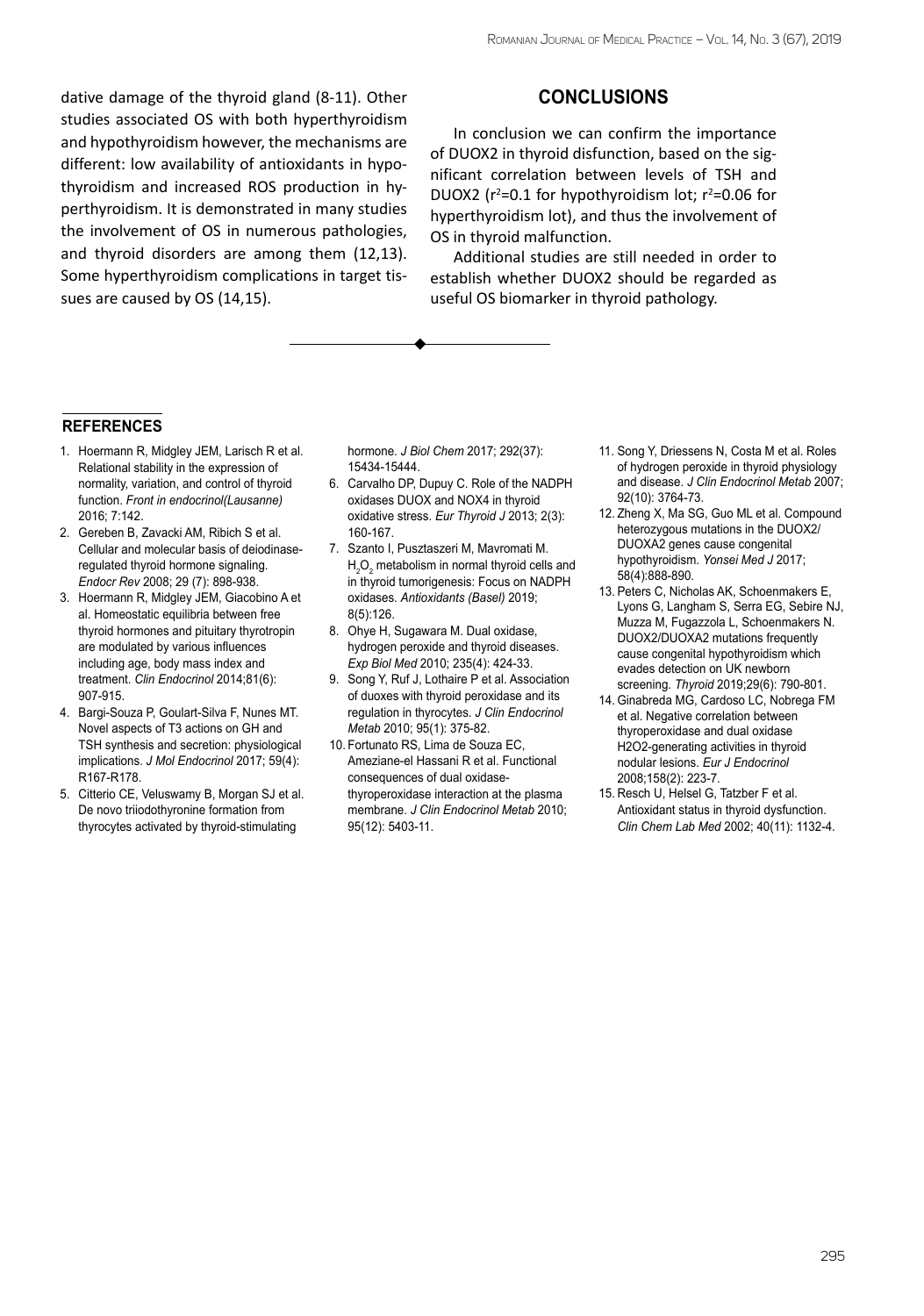dative damage of the thyroid gland (8-11). Other studies associated OS with both hyperthyroidism and hypothyroidism however, the mechanisms are different: low availability of antioxidants in hypothyroidism and increased ROS production in hyperthyroidism. It is demonstrated in many studies the involvement of OS in numerous pathologies, and thyroid disorders are among them (12,13). Some hyperthyroidism complications in target tissues are caused by OS (14,15).

## CONCLUSIONS

In conclusion we can confirm the importance of DUOX2 in thyroid disfunction, based on the significant correlation between levels of TSH and DUOX2 ($r^2$=0.1 for hypothyroidism lot; $r^2$=0.06 for hyperthyroidism lot), and thus the involvement of OS in thyroid malfunction.

Additional studies are still needed in order to establish whether DUOX2 should be regarded as useful OS biomarker in thyroid pathology.

## REFERENCES

1. Hoermann R, Midgley JEM, Larisch R et al. Relational stability in the expression of normality, variation, and control of thyroid function. *Front in endocrinol(Lausanne)* 2016; 7:142.
2. Gereben B, Zavacki AM, Ribich S et al. Cellular and molecular basis of deiodinase-regulated thyroid hormone signaling. *Endocr Rev* 2008; 29 (7): 898-938.
3. Hoermann R, Midgley JEM, Giacobino A et al. Homeostatic equilibria between free thyroid hormones and pituitary thyrotropin are modulated by various influences including age, body mass index and treatment. *Clin Endocrinol* 2014;81(6): 907-915.
4. Bargi-Souza P, Goulart-Silva F, Nunes MT. Novel aspects of T3 actions on GH and TSH synthesis and secretion: physiological implications. *J Mol Endocrinol* 2017; 59(4): R167-R178.
5. Citterio CE, Veluswamy B, Morgan SJ et al. De novo triiodothyronine formation from thyrocytes activated by thyroid-stimulating hormone. *J Biol Chem* 2017; 292(37): 15434-15444.
6. Carvalho DP, Dupuy C. Role of the NADPH oxidases DUOX and NOX4 in thyroid oxidative stress. *Eur Thyroid J* 2013; 2(3): 160-167.
7. Szanto I, Pusztaszeri M, Mavromati M. $H_2O_2$ metabolism in normal thyroid cells and in thyroid tumorigenesis: Focus on NADPH oxidases. *Antioxidants (Basel)* 2019; 8(5):126.
8. Ohye H, Sugawara M. Dual oxidase, hydrogen peroxide and thyroid diseases. *Exp Biol Med* 2010; 235(4): 424-33.
9. Song Y, Ruf J, Lothaire P et al. Association of duoxes with thyroid peroxidase and its regulation in thyrocytes. *J Clin Endocrinol Metab* 2010; 95(1): 375-82.
10. Fortunato RS, Lima de Souza EC, Ameziane-el Hassani R et al. Functional consequences of dual oxidase-thyroperoxidase interaction at the plasma membrane. *J Clin Endocrinol Metab* 2010; 95(12): 5403-11.
11. Song Y, Driessens N, Costa M et al. Roles of hydrogen peroxide in thyroid physiology and disease. *J Clin Endocrinol Metab* 2007; 92(10): 3764-73.
12. Zheng X, Ma SG, Guo ML et al. Compound heterozygous mutations in the DUOX2/DUOXA2 genes cause congenital hypothyroidism. *Yonsei Med J* 2017; 58(4):888-890.
13. Peters C, Nicholas AK, Schoenmakers E, Lyons G, Langham S, Serra EG, Sebire NJ, Muzza M, Fugazzola L, Schoenmakers N. DUOX2/DUOXA2 mutations frequently cause congenital hypothyroidism which evades detection on UK newborn screening. *Thyroid* 2019;29(6): 790-801.
14. Ginabreda MG, Cardoso LC, Nobrega FM et al. Negative correlation between thyroperoxidase and dual oxidase H2O2-generating activities in thyroid nodular lesions. *Eur J Endocrinol* 2008;158(2): 223-7.
15. Resch U, Helsel G, Tatzber F et al. Antioxidant status in thyroid dysfunction. *Clin Chem Lab Med* 2002; 40(11): 1132-4.